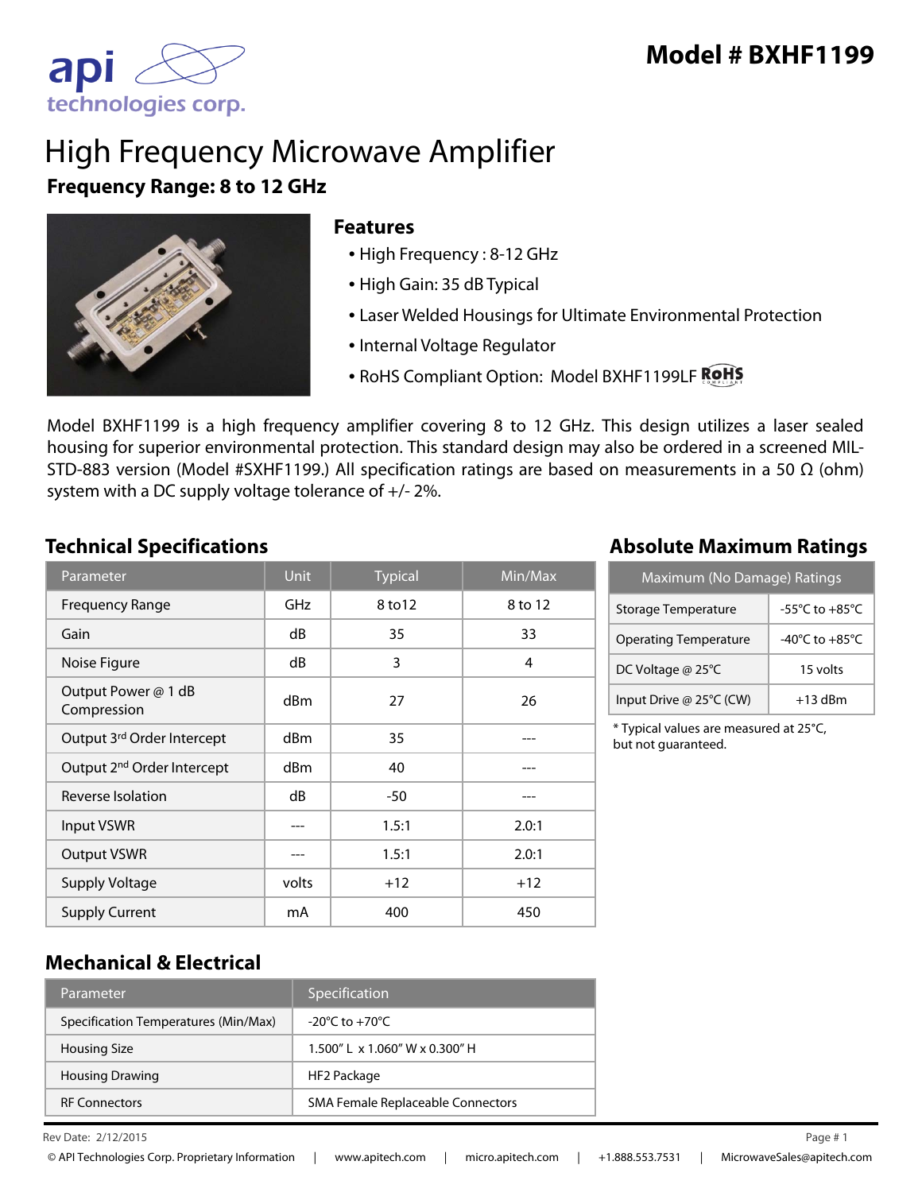# Model # BXHF1199

# High Frequency Microwave Amplifier

**Frequency Range: 8 to 12 GHz**

## Features

- High Frequency : 8-12 GHz
- High Gain: 35 dB Typical
- Laser Welded Housings for Ultimate Environmental Protection
- Internal Voltage Regulator
- RoHS Compliant Option: Model BXHF1199LF RoHS

Model BXHF1199 is a high frequency amplifier covering 8 to 12 GHz. This design utilizes a laser sealed housing for superior environmental protection. This standard design may also be ordered in a screened MIL-STD-883 version (Model #SXHF1199.) All specification ratings are based on measurements in a 50 Ω (ohm) system with a DC supply voltage tolerance of +/- 2%.

## Technical Specifications

| Parameter | Unit | Typical | Min/Max |
|---|---|---|---|
| Frequency Range | GHz | 8 to12 | 8 to 12 |
| Gain | dB | 35 | 33 |
| Noise Figure | dB | 3 | 4 |
| Output Power @ 1 dB Compression | dBm | 27 | 26 |
| Output 3rd Order Intercept | dBm | 35 | --- |
| Output 2nd Order Intercept | dBm | 40 | --- |
| Reverse Isolation | dB | -50 | --- |
| Input VSWR | --- | 1.5:1 | 2.0:1 |
| Output VSWR | --- | 1.5:1 | 2.0:1 |
| Supply Voltage | volts | +12 | +12 |
| Supply Current | mA | 400 | 450 |

## Absolute Maximum Ratings

| Maximum (No Damage) Ratings | |
|---|---|
| Storage Temperature | -55°C to +85°C |
| Operating Temperature | -40°C to +85°C |
| DC Voltage @ 25°C | 15 volts |
| Input Drive @ 25°C (CW) | +13 dBm |

* Typical values are measured at 25°C, but not guaranteed.

## Mechanical & Electrical

| Parameter | Specification |
|---|---|
| Specification Temperatures (Min/Max) | -20°C to +70°C |
| Housing Size | 1.500" L x 1.060" W x 0.300" H |
| Housing Drawing | HF2 Package |
| RF Connectors | SMA Female Replaceable Connectors |

Rev Date: 2/12/2015

© API Technologies Corp. Proprietary Information | www.apitech.com | micro.apitech.com | +1.888.553.7531 | MicrowaveSales@apitech.com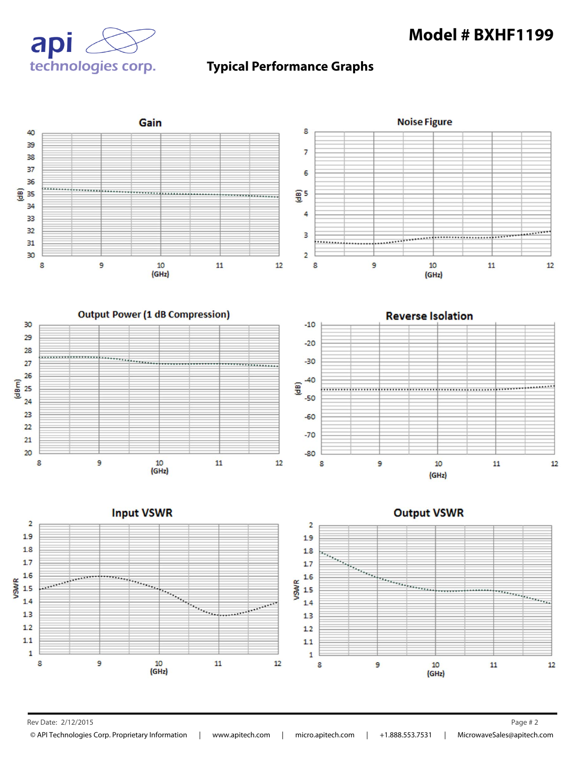# Model # BXHF1199

## Typical Performance Graphs

### Gain

(dB) vs (GHz)

### Noise Figure

(dB) vs (GHz)

### Output Power (1 dB Compression)

(dBm) vs (GHz)

### Reverse Isolation

(dB) vs (GHz)

### Input VSWR

VSWR vs (GHz)

### Output VSWR

VSWR vs (GHz)

Rev Date: 2/12/2015

© API Technologies Corp. Proprietary Information | www.apitech.com | micro.apitech.com | +1.888.553.7531 | MicrowaveSales@apitech.com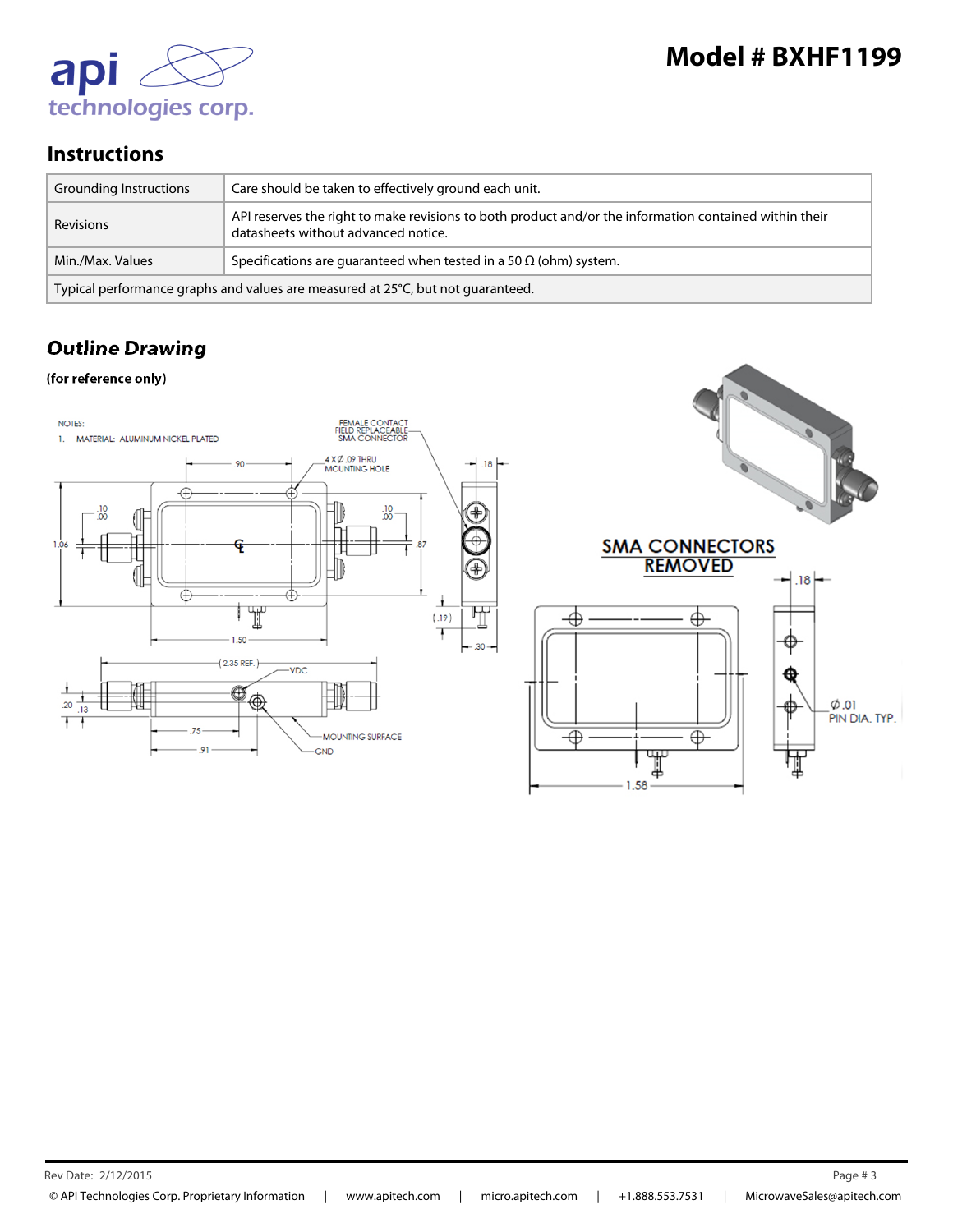# Model # BXHF1199

## Instructions

| | |
|---|---|
| Grounding Instructions | Care should be taken to effectively ground each unit. |
| Revisions | API reserves the right to make revisions to both product and/or the information contained within their datasheets without advanced notice. |
| Min./Max. Values | Specifications are guaranteed when tested in a 50 Ω (ohm) system. |
| Typical performance graphs and values are measured at 25°C, but not guaranteed. | |

## *Outline Drawing*

**(for reference only)**

NOTES:
1. MATERIAL: ALUMINUM NICKEL PLATED

FEMALE CONTACT FIELD REPLACEABLE SMA CONNECTOR

4 X Ø .09 THRU MOUNTING HOLE

.90

.18

.10 .00

.10 .00

1.06

.87

(.19)

1.50

.30

(2.35 REF.)

VDC

.20

.13

.75

.91

MOUNTING SURFACE

GND

SMA CONNECTORS REMOVED

.18

Ø .01 PIN DIA. TYP.

1.58